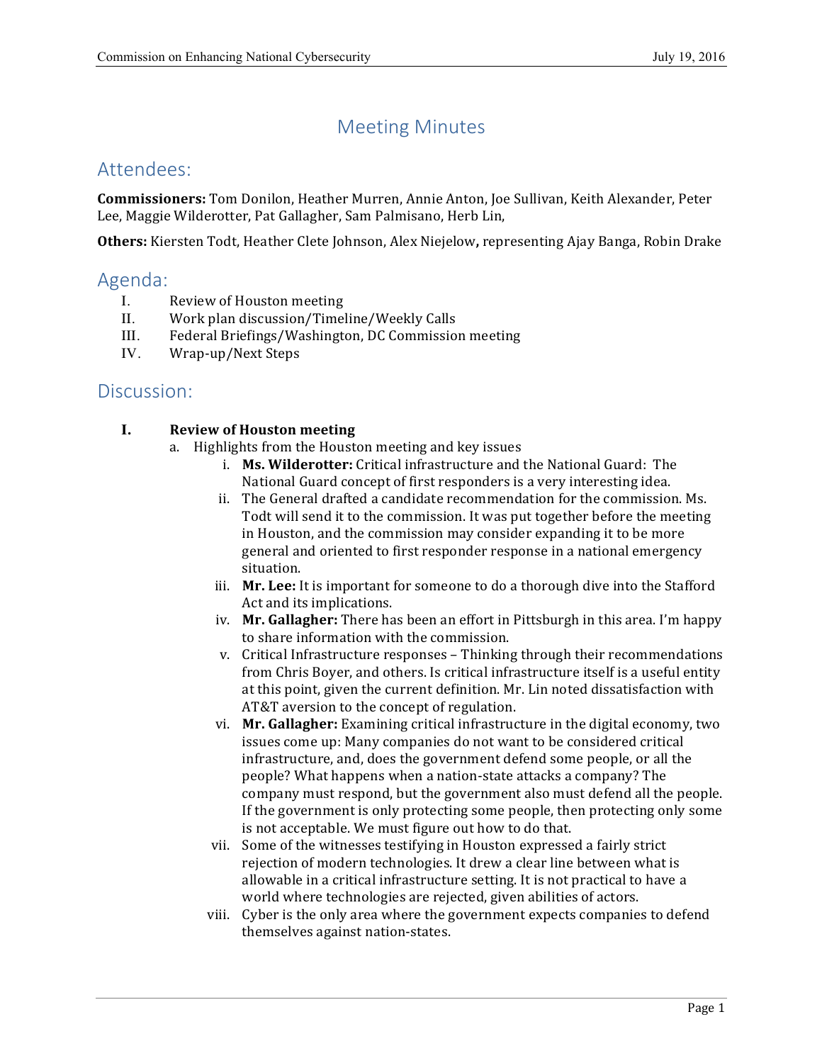# Meeting Minutes

## Attendees:

**Commissioners:** Tom Donilon, Heather Murren, Annie Anton, Joe Sullivan, Keith Alexander, Peter Lee, Maggie Wilderotter, Pat Gallagher, Sam Palmisano, Herb Lin,

**Others:** Kiersten Todt, Heather Clete Johnson, Alex Niejelow**,** representing Ajay Banga, Robin Drake

## Agenda:

I. Review of Houston meeting
II. Work plan discussion/Timeline/Weekly Calls
III. Federal Briefings/Washington, DC Commission meeting
IV. Wrap-up/Next Steps

## Discussion:

### I. Review of Houston meeting

a. Highlights from the Houston meeting and key issues

   i. **Ms. Wilderotter:** Critical infrastructure and the National Guard: The National Guard concept of first responders is a very interesting idea.

   ii. The General drafted a candidate recommendation for the commission. Ms. Todt will send it to the commission. It was put together before the meeting in Houston, and the commission may consider expanding it to be more general and oriented to first responder response in a national emergency situation.

   iii. **Mr. Lee:** It is important for someone to do a thorough dive into the Stafford Act and its implications.

   iv. **Mr. Gallagher:** There has been an effort in Pittsburgh in this area. I'm happy to share information with the commission.

   v. Critical Infrastructure responses – Thinking through their recommendations from Chris Boyer, and others. Is critical infrastructure itself is a useful entity at this point, given the current definition. Mr. Lin noted dissatisfaction with AT&T aversion to the concept of regulation.

   vi. **Mr. Gallagher:** Examining critical infrastructure in the digital economy, two issues come up: Many companies do not want to be considered critical infrastructure, and, does the government defend some people, or all the people? What happens when a nation-state attacks a company? The company must respond, but the government also must defend all the people. If the government is only protecting some people, then protecting only some is not acceptable. We must figure out how to do that.

   vii. Some of the witnesses testifying in Houston expressed a fairly strict rejection of modern technologies. It drew a clear line between what is allowable in a critical infrastructure setting. It is not practical to have a world where technologies are rejected, given abilities of actors.

   viii. Cyber is the only area where the government expects companies to defend themselves against nation-states.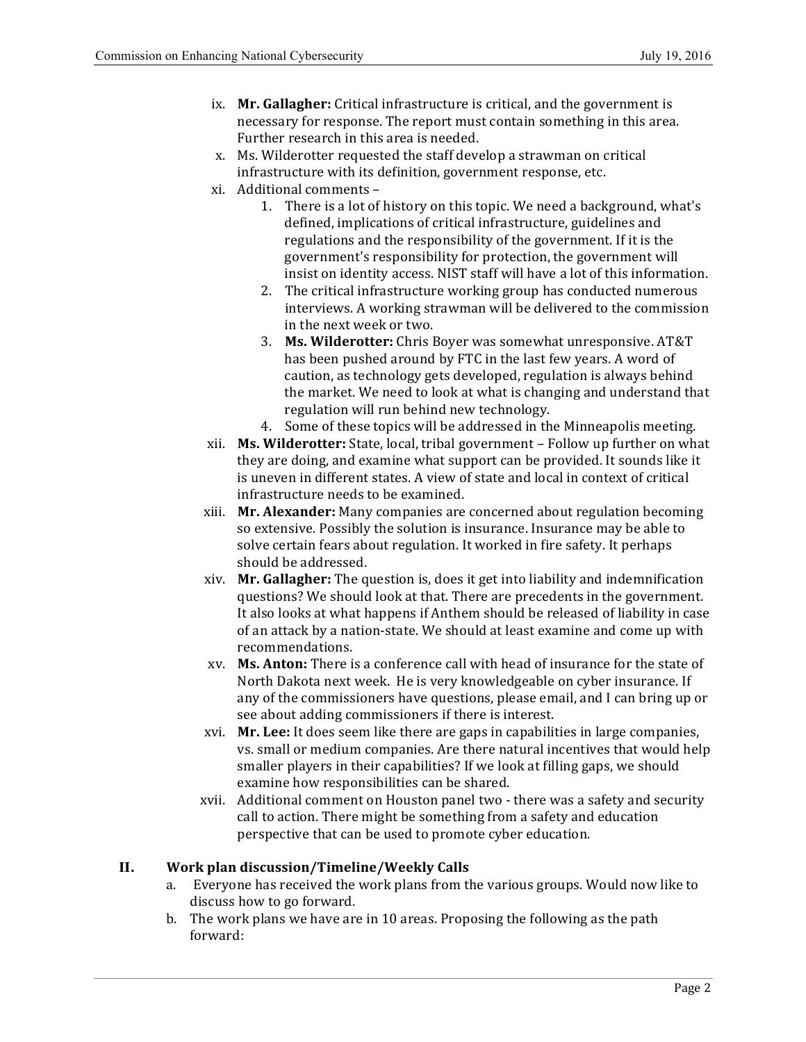ix. **Mr. Gallagher:** Critical infrastructure is critical, and the government is necessary for response. The report must contain something in this area. Further research in this area is needed.

x. Ms. Wilderotter requested the staff develop a strawman on critical infrastructure with its definition, government response, etc.

xi. Additional comments –

1. There is a lot of history on this topic. We need a background, what's defined, implications of critical infrastructure, guidelines and regulations and the responsibility of the government. If it is the government's responsibility for protection, the government will insist on identity access. NIST staff will have a lot of this information.
2. The critical infrastructure working group has conducted numerous interviews. A working strawman will be delivered to the commission in the next week or two.
3. **Ms. Wilderotter:** Chris Boyer was somewhat unresponsive. AT&T has been pushed around by FTC in the last few years. A word of caution, as technology gets developed, regulation is always behind the market. We need to look at what is changing and understand that regulation will run behind new technology.
4. Some of these topics will be addressed in the Minneapolis meeting.

xii. **Ms. Wilderotter:** State, local, tribal government – Follow up further on what they are doing, and examine what support can be provided. It sounds like it is uneven in different states. A view of state and local in context of critical infrastructure needs to be examined.

xiii. **Mr. Alexander:** Many companies are concerned about regulation becoming so extensive. Possibly the solution is insurance. Insurance may be able to solve certain fears about regulation. It worked in fire safety. It perhaps should be addressed.

xiv. **Mr. Gallagher:** The question is, does it get into liability and indemnification questions? We should look at that. There are precedents in the government. It also looks at what happens if Anthem should be released of liability in case of an attack by a nation-state. We should at least examine and come up with recommendations.

xv. **Ms. Anton:** There is a conference call with head of insurance for the state of North Dakota next week. He is very knowledgeable on cyber insurance. If any of the commissioners have questions, please email, and I can bring up or see about adding commissioners if there is interest.

xvi. **Mr. Lee:** It does seem like there are gaps in capabilities in large companies, vs. small or medium companies. Are there natural incentives that would help smaller players in their capabilities? If we look at filling gaps, we should examine how responsibilities can be shared.

xvii. Additional comment on Houston panel two - there was a safety and security call to action. There might be something from a safety and education perspective that can be used to promote cyber education.

## II. Work plan discussion/Timeline/Weekly Calls

a. Everyone has received the work plans from the various groups. Would now like to discuss how to go forward.

b. The work plans we have are in 10 areas. Proposing the following as the path forward: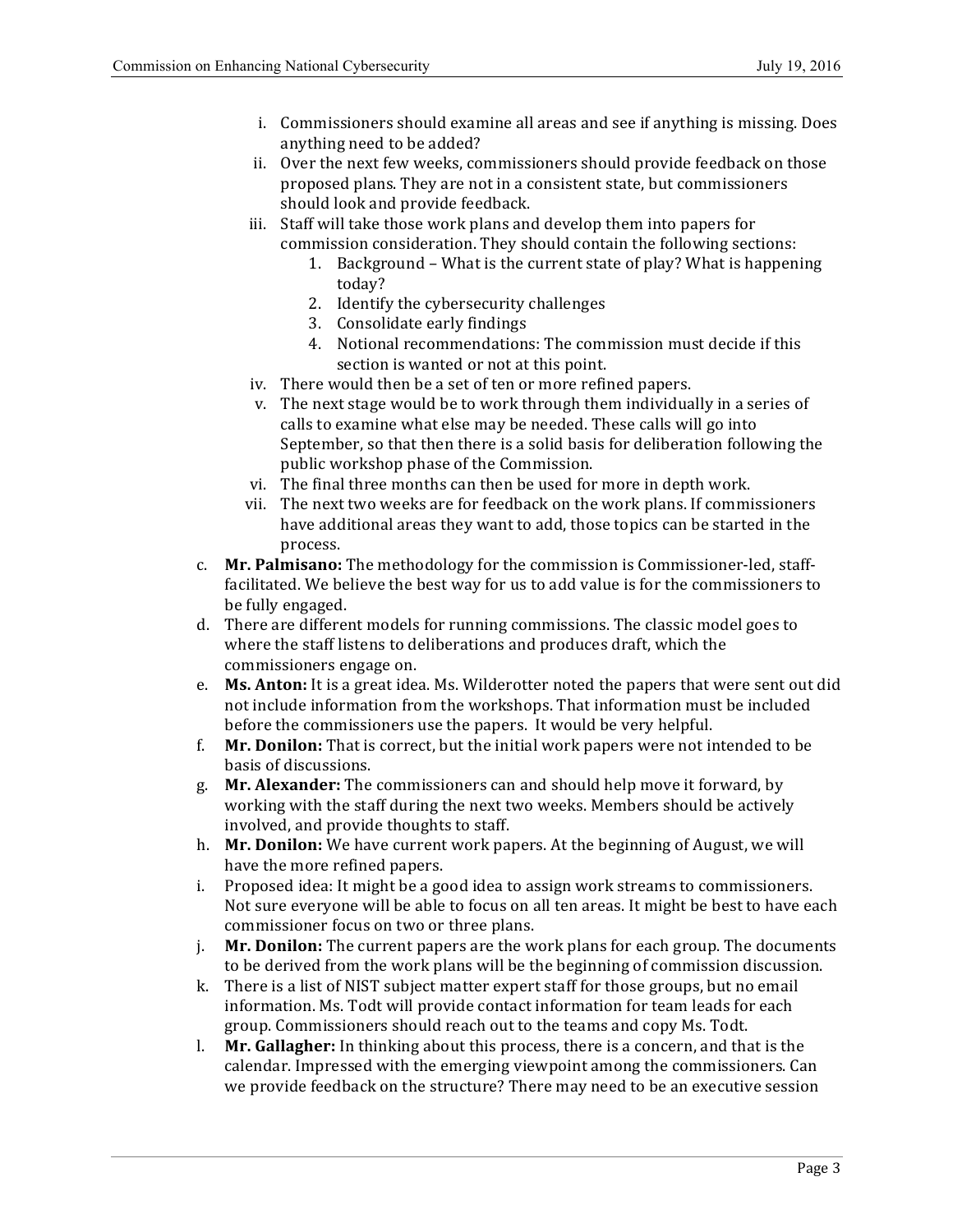i. Commissioners should examine all areas and see if anything is missing. Does anything need to be added?
ii. Over the next few weeks, commissioners should provide feedback on those proposed plans. They are not in a consistent state, but commissioners should look and provide feedback.
iii. Staff will take those work plans and develop them into papers for commission consideration. They should contain the following sections:
    1. Background – What is the current state of play? What is happening today?
    2. Identify the cybersecurity challenges
    3. Consolidate early findings
    4. Notional recommendations: The commission must decide if this section is wanted or not at this point.
iv. There would then be a set of ten or more refined papers.
v. The next stage would be to work through them individually in a series of calls to examine what else may be needed. These calls will go into September, so that then there is a solid basis for deliberation following the public workshop phase of the Commission.
vi. The final three months can then be used for more in depth work.
vii. The next two weeks are for feedback on the work plans. If commissioners have additional areas they want to add, those topics can be started in the process.

c. **Mr. Palmisano:** The methodology for the commission is Commissioner-led, staff-facilitated. We believe the best way for us to add value is for the commissioners to be fully engaged.
d. There are different models for running commissions. The classic model goes to where the staff listens to deliberations and produces draft, which the commissioners engage on.
e. **Ms. Anton:** It is a great idea. Ms. Wilderotter noted the papers that were sent out did not include information from the workshops. That information must be included before the commissioners use the papers. It would be very helpful.
f. **Mr. Donilon:** That is correct, but the initial work papers were not intended to be basis of discussions.
g. **Mr. Alexander:** The commissioners can and should help move it forward, by working with the staff during the next two weeks. Members should be actively involved, and provide thoughts to staff.
h. **Mr. Donilon:** We have current work papers. At the beginning of August, we will have the more refined papers.
i. Proposed idea: It might be a good idea to assign work streams to commissioners. Not sure everyone will be able to focus on all ten areas. It might be best to have each commissioner focus on two or three plans.
j. **Mr. Donilon:** The current papers are the work plans for each group. The documents to be derived from the work plans will be the beginning of commission discussion.
k. There is a list of NIST subject matter expert staff for those groups, but no email information. Ms. Todt will provide contact information for team leads for each group. Commissioners should reach out to the teams and copy Ms. Todt.
l. **Mr. Gallagher:** In thinking about this process, there is a concern, and that is the calendar. Impressed with the emerging viewpoint among the commissioners. Can we provide feedback on the structure? There may need to be an executive session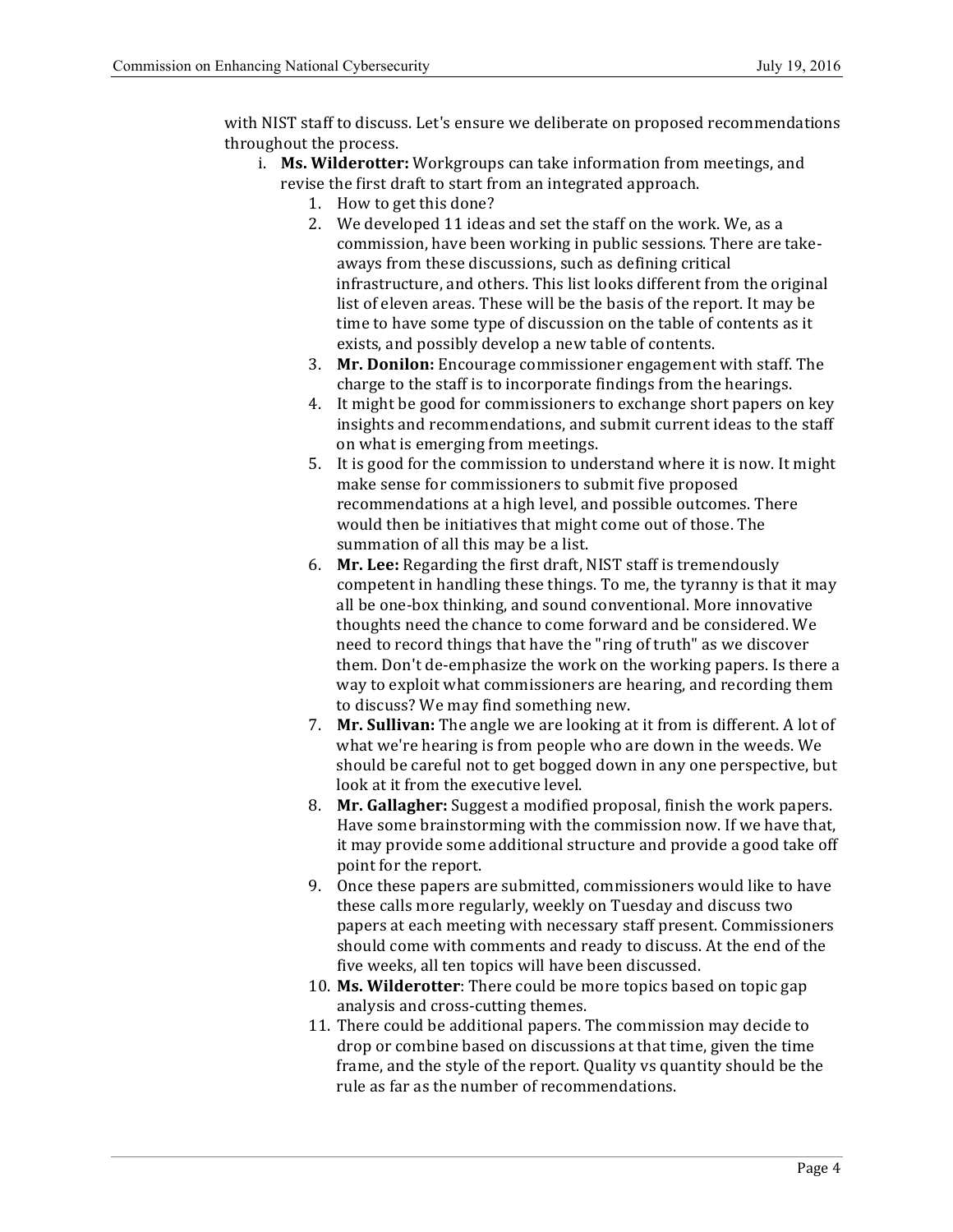with NIST staff to discuss. Let's ensure we deliberate on proposed recommendations throughout the process.

i. **Ms. Wilderotter:** Workgroups can take information from meetings, and revise the first draft to start from an integrated approach.
   1. How to get this done?
   2. We developed 11 ideas and set the staff on the work. We, as a commission, have been working in public sessions. There are take-aways from these discussions, such as defining critical infrastructure, and others. This list looks different from the original list of eleven areas. These will be the basis of the report. It may be time to have some type of discussion on the table of contents as it exists, and possibly develop a new table of contents.
   3. **Mr. Donilon:** Encourage commissioner engagement with staff. The charge to the staff is to incorporate findings from the hearings.
   4. It might be good for commissioners to exchange short papers on key insights and recommendations, and submit current ideas to the staff on what is emerging from meetings.
   5. It is good for the commission to understand where it is now. It might make sense for commissioners to submit five proposed recommendations at a high level, and possible outcomes. There would then be initiatives that might come out of those. The summation of all this may be a list.
   6. **Mr. Lee:** Regarding the first draft, NIST staff is tremendously competent in handling these things. To me, the tyranny is that it may all be one-box thinking, and sound conventional. More innovative thoughts need the chance to come forward and be considered. We need to record things that have the "ring of truth" as we discover them. Don't de-emphasize the work on the working papers. Is there a way to exploit what commissioners are hearing, and recording them to discuss? We may find something new.
   7. **Mr. Sullivan:** The angle we are looking at it from is different. A lot of what we're hearing is from people who are down in the weeds. We should be careful not to get bogged down in any one perspective, but look at it from the executive level.
   8. **Mr. Gallagher:** Suggest a modified proposal, finish the work papers. Have some brainstorming with the commission now. If we have that, it may provide some additional structure and provide a good take off point for the report.
   9. Once these papers are submitted, commissioners would like to have these calls more regularly, weekly on Tuesday and discuss two papers at each meeting with necessary staff present. Commissioners should come with comments and ready to discuss. At the end of the five weeks, all ten topics will have been discussed.
   10. **Ms. Wilderotter**: There could be more topics based on topic gap analysis and cross-cutting themes.
   11. There could be additional papers. The commission may decide to drop or combine based on discussions at that time, given the time frame, and the style of the report. Quality vs quantity should be the rule as far as the number of recommendations.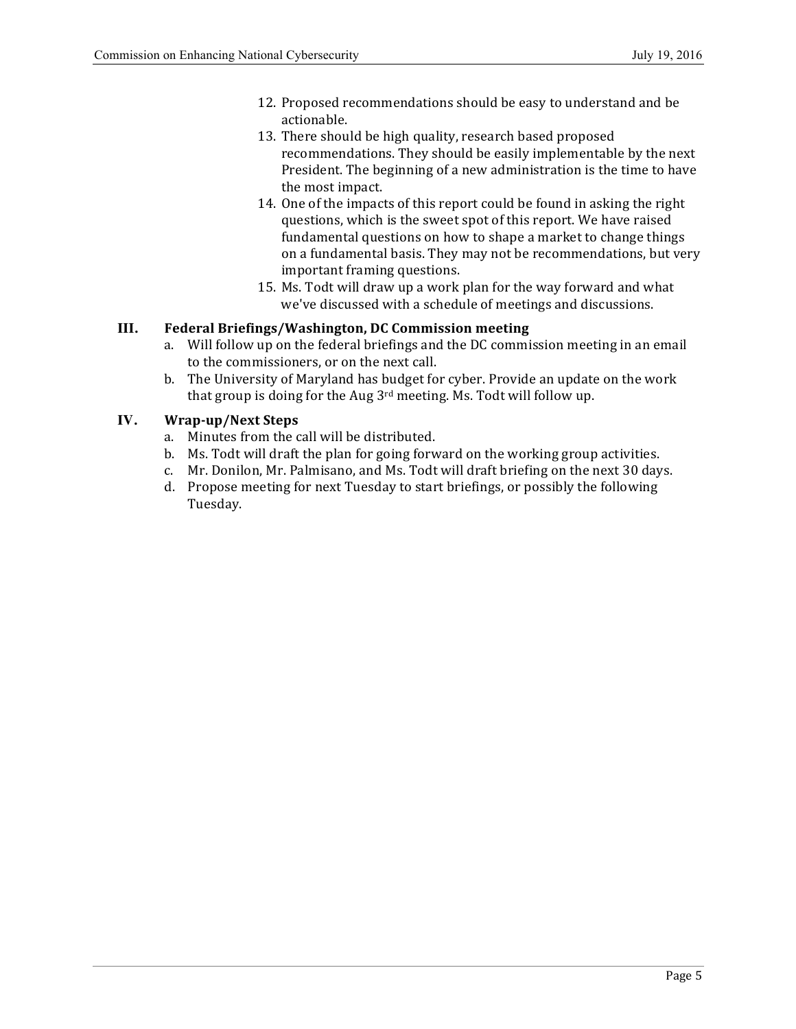12. Proposed recommendations should be easy to understand and be actionable.
13. There should be high quality, research based proposed recommendations. They should be easily implementable by the next President. The beginning of a new administration is the time to have the most impact.
14. One of the impacts of this report could be found in asking the right questions, which is the sweet spot of this report. We have raised fundamental questions on how to shape a market to change things on a fundamental basis. They may not be recommendations, but very important framing questions.
15. Ms. Todt will draw up a work plan for the way forward and what we've discussed with a schedule of meetings and discussions.

## III. Federal Briefings/Washington, DC Commission meeting

a. Will follow up on the federal briefings and the DC commission meeting in an email to the commissioners, or on the next call.
b. The University of Maryland has budget for cyber. Provide an update on the work that group is doing for the Aug 3rd meeting. Ms. Todt will follow up.

## IV. Wrap-up/Next Steps

a. Minutes from the call will be distributed.
b. Ms. Todt will draft the plan for going forward on the working group activities.
c. Mr. Donilon, Mr. Palmisano, and Ms. Todt will draft briefing on the next 30 days.
d. Propose meeting for next Tuesday to start briefings, or possibly the following Tuesday.